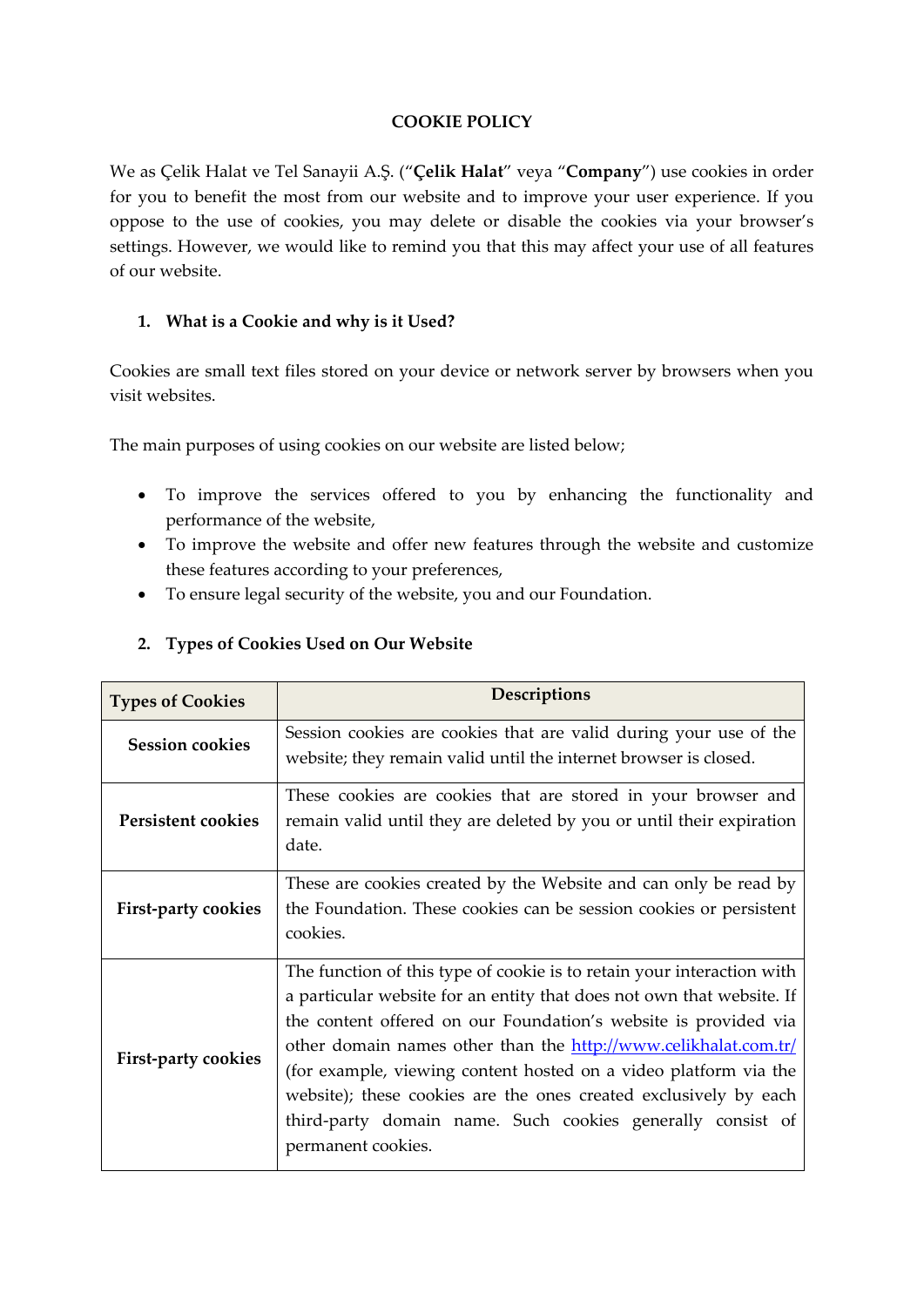# COOKIE POLICY

We as Çelik Halat ve Tel Sanayii A.Ş. (“**Çelik Halat**” veya “**Company**”) use cookies in order for you to benefit the most from our website and to improve your user experience. If you oppose to the use of cookies, you may delete or disable the cookies via your browser’s settings. However, we would like to remind you that this may affect your use of all features of our website.

## 1. What is a Cookie and why is it Used?

Cookies are small text files stored on your device or network server by browsers when you visit websites.

The main purposes of using cookies on our website are listed below;

- To improve the services offered to you by enhancing the functionality and performance of the website,
- To improve the website and offer new features through the website and customize these features according to your preferences,
- To ensure legal security of the website, you and our Foundation.

## 2. Types of Cookies Used on Our Website

| Types of Cookies | Descriptions |
| --- | --- |
| **Session cookies** | Session cookies are cookies that are valid during your use of the website; they remain valid until the internet browser is closed. |
| **Persistent cookies** | These cookies are cookies that are stored in your browser and remain valid until they are deleted by you or until their expiration date. |
| **First-party cookies** | These are cookies created by the Website and can only be read by the Foundation. These cookies can be session cookies or persistent cookies. |
| **First-party cookies** | The function of this type of cookie is to retain your interaction with a particular website for an entity that does not own that website. If the content offered on our Foundation’s website is provided via other domain names other than the [http://www.celikhalat.com.tr/](http://www.celikhalat.com.tr/) (for example, viewing content hosted on a video platform via the website); these cookies are the ones created exclusively by each third-party domain name. Such cookies generally consist of permanent cookies. |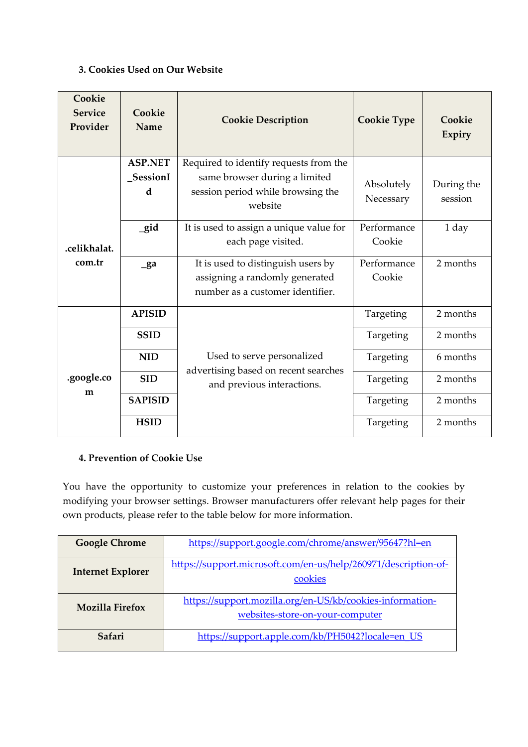### 3. Cookies Used on Our Website

| Cookie Service Provider | Cookie Name | Cookie Description | Cookie Type | Cookie Expiry |
|---|---|---|---|---|
| .celikhalat.com.tr | **ASP.NET_SessionId** | Required to identify requests from the same browser during a limited session period while browsing the website | Absolutely Necessary | During the session |
| | **_gid** | It is used to assign a unique value for each page visited. | Performance Cookie | 1 day |
| | **_ga** | It is used to distinguish users by assigning a randomly generated number as a customer identifier. | Performance Cookie | 2 months |
| .google.com | **APISID** | Used to serve personalized advertising based on recent searches and previous interactions. | Targeting | 2 months |
| | **SSID** | | Targeting | 2 months |
| | **NID** | | Targeting | 6 months |
| | **SID** | | Targeting | 2 months |
| | **SAPISID** | | Targeting | 2 months |
| | **HSID** | | Targeting | 2 months |

### 4. Prevention of Cookie Use

You have the opportunity to customize your preferences in relation to the cookies by modifying your browser settings. Browser manufacturers offer relevant help pages for their own products, please refer to the table below for more information.

| | |
|---|---|
| **Google Chrome** | https://support.google.com/chrome/answer/95647?hl=en |
| **Internet Explorer** | https://support.microsoft.com/en-us/help/260971/description-of-cookies |
| **Mozilla Firefox** | https://support.mozilla.org/en-US/kb/cookies-information-websites-store-on-your-computer |
| **Safari** | https://support.apple.com/kb/PH5042?locale=en_US |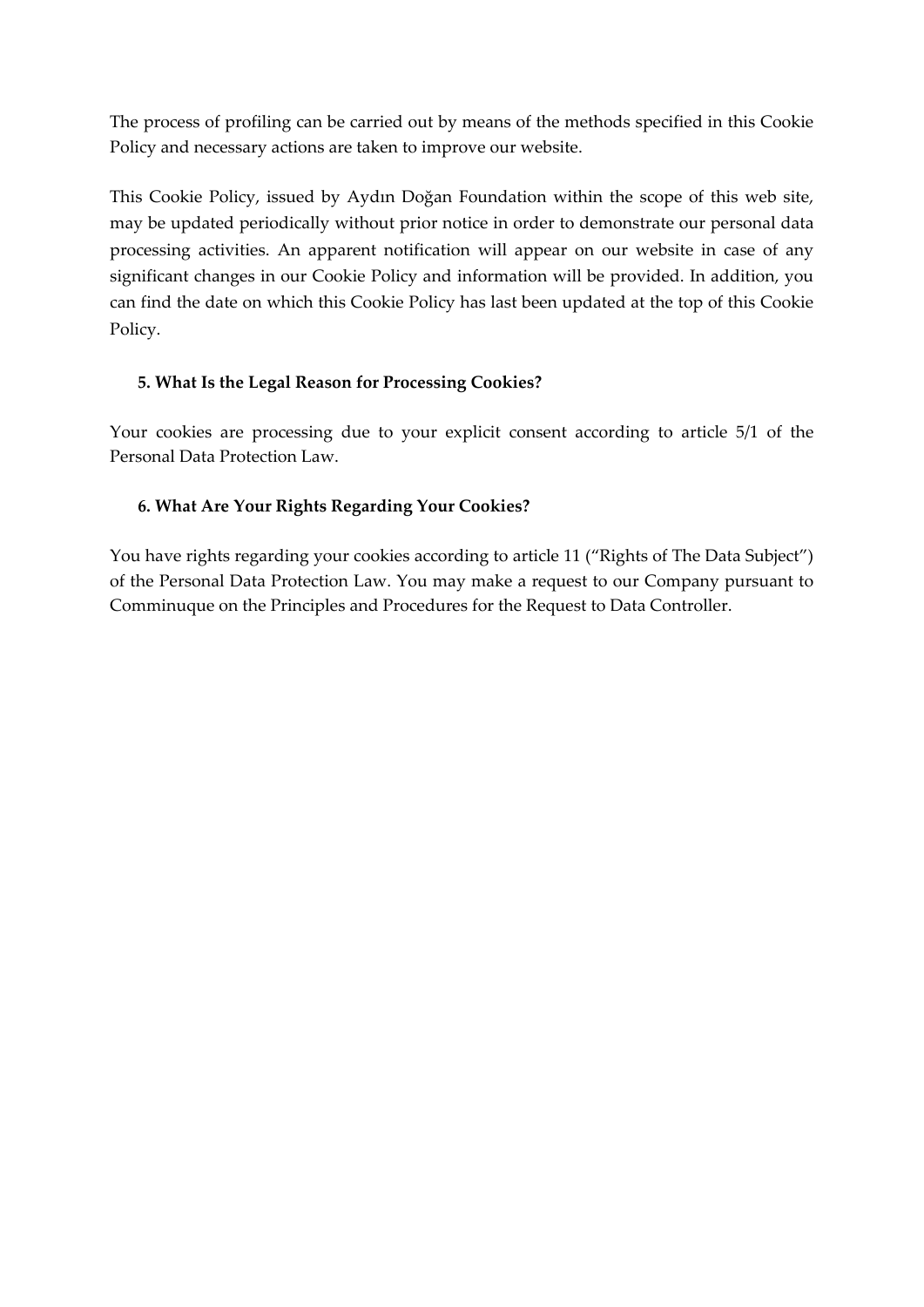The process of profiling can be carried out by means of the methods specified in this Cookie Policy and necessary actions are taken to improve our website.

This Cookie Policy, issued by Aydın Doğan Foundation within the scope of this web site, may be updated periodically without prior notice in order to demonstrate our personal data processing activities. An apparent notification will appear on our website in case of any significant changes in our Cookie Policy and information will be provided. In addition, you can find the date on which this Cookie Policy has last been updated at the top of this Cookie Policy.

**5. What Is the Legal Reason for Processing Cookies?**

Your cookies are processing due to your explicit consent according to article 5/1 of the Personal Data Protection Law.

**6. What Are Your Rights Regarding Your Cookies?**

You have rights regarding your cookies according to article 11 ("Rights of The Data Subject") of the Personal Data Protection Law. You may make a request to our Company pursuant to Comminuque on the Principles and Procedures for the Request to Data Controller.